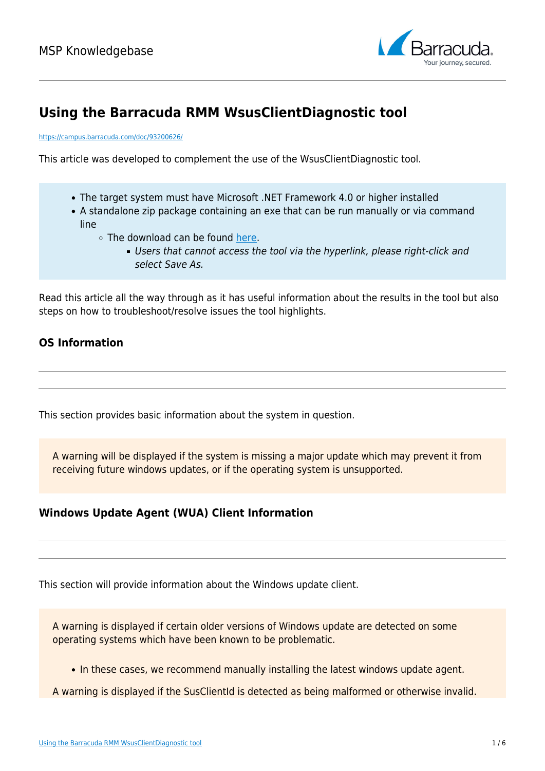# Using the Barracuda RMM WsusClientDiagnostic tool

https://campus.barracuda.com/doc/93200626/

This article was developed to complement the use of the WsusClientDiagnostic tool.

- The target system must have Microsoft .NET Framework 4.0 or higher installed
- A standalone zip package containing an exe that can be run manually or via command line
  - The download can be found here.
    - *Users that cannot access the tool via the hyperlink, please right-click and select Save As.*

Read this article all the way through as it has useful information about the results in the tool but also steps on how to troubleshoot/resolve issues the tool highlights.

### OS Information

This section provides basic information about the system in question.

A warning will be displayed if the system is missing a major update which may prevent it from receiving future windows updates, or if the operating system is unsupported.

### Windows Update Agent (WUA) Client Information

This section will provide information about the Windows update client.

A warning is displayed if certain older versions of Windows update are detected on some operating systems which have been known to be problematic.

- In these cases, we recommend manually installing the latest windows update agent.

A warning is displayed if the SusClientId is detected as being malformed or otherwise invalid.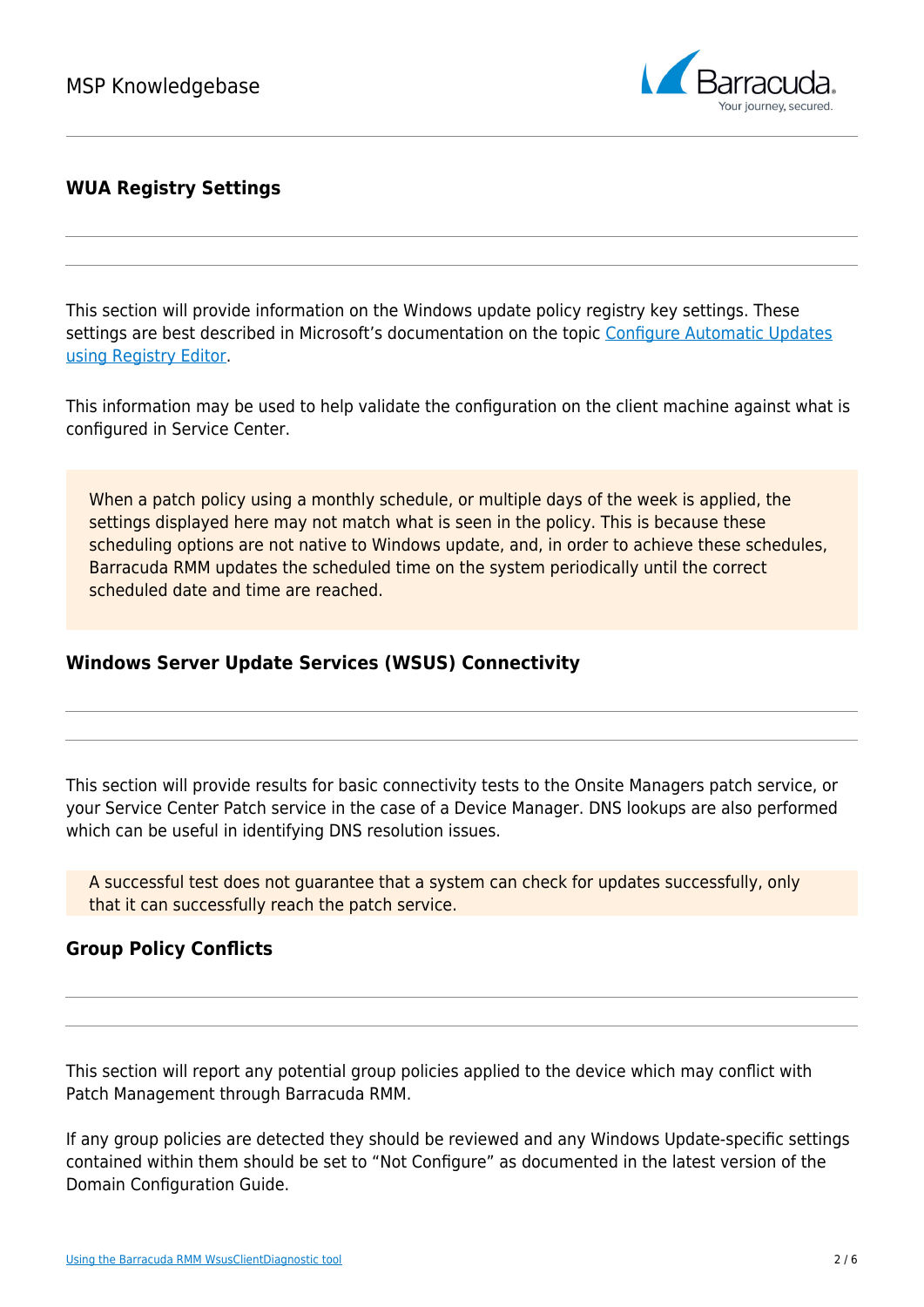### WUA Registry Settings

This section will provide information on the Windows update policy registry key settings. These settings are best described in Microsoft's documentation on the topic [Configure Automatic Updates using Registry Editor](#).

This information may be used to help validate the configuration on the client machine against what is configured in Service Center.

> When a patch policy using a monthly schedule, or multiple days of the week is applied, the settings displayed here may not match what is seen in the policy. This is because these scheduling options are not native to Windows update, and, in order to achieve these schedules, Barracuda RMM updates the scheduled time on the system periodically until the correct scheduled date and time are reached.

### Windows Server Update Services (WSUS) Connectivity

This section will provide results for basic connectivity tests to the Onsite Managers patch service, or your Service Center Patch service in the case of a Device Manager. DNS lookups are also performed which can be useful in identifying DNS resolution issues.

> A successful test does not guarantee that a system can check for updates successfully, only that it can successfully reach the patch service.

### Group Policy Conflicts

This section will report any potential group policies applied to the device which may conflict with Patch Management through Barracuda RMM.

If any group policies are detected they should be reviewed and any Windows Update-specific settings contained within them should be set to "Not Configure" as documented in the latest version of the Domain Configuration Guide.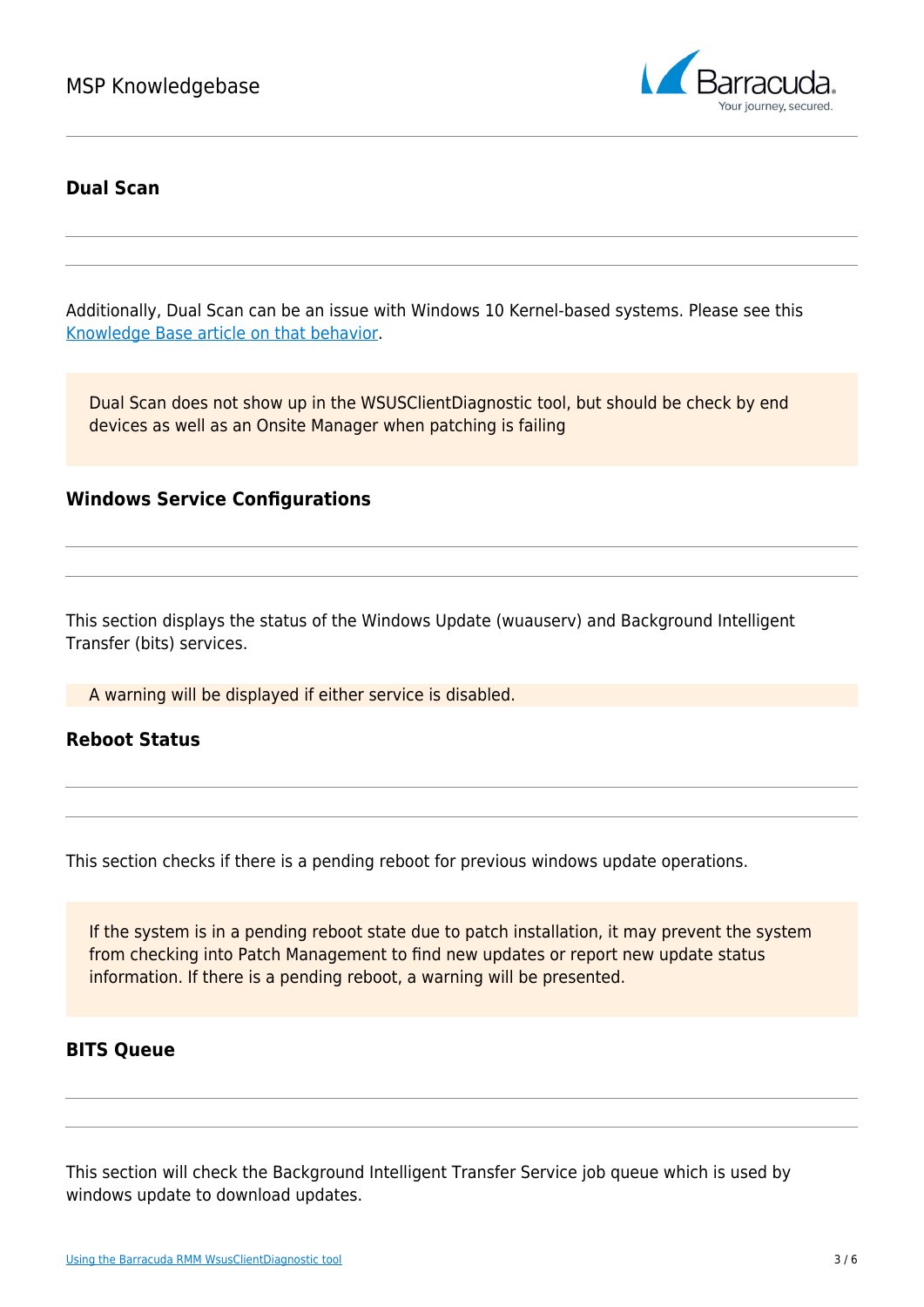### Dual Scan

Additionally, Dual Scan can be an issue with Windows 10 Kernel-based systems. Please see this [Knowledge Base article on that behavior](#).

> Dual Scan does not show up in the WSUSClientDiagnostic tool, but should be check by end devices as well as an Onsite Manager when patching is failing

### Windows Service Configurations

This section displays the status of the Windows Update (wuauserv) and Background Intelligent Transfer (bits) services.

> A warning will be displayed if either service is disabled.

### Reboot Status

This section checks if there is a pending reboot for previous windows update operations.

> If the system is in a pending reboot state due to patch installation, it may prevent the system from checking into Patch Management to find new updates or report new update status information. If there is a pending reboot, a warning will be presented.

### BITS Queue

This section will check the Background Intelligent Transfer Service job queue which is used by windows update to download updates.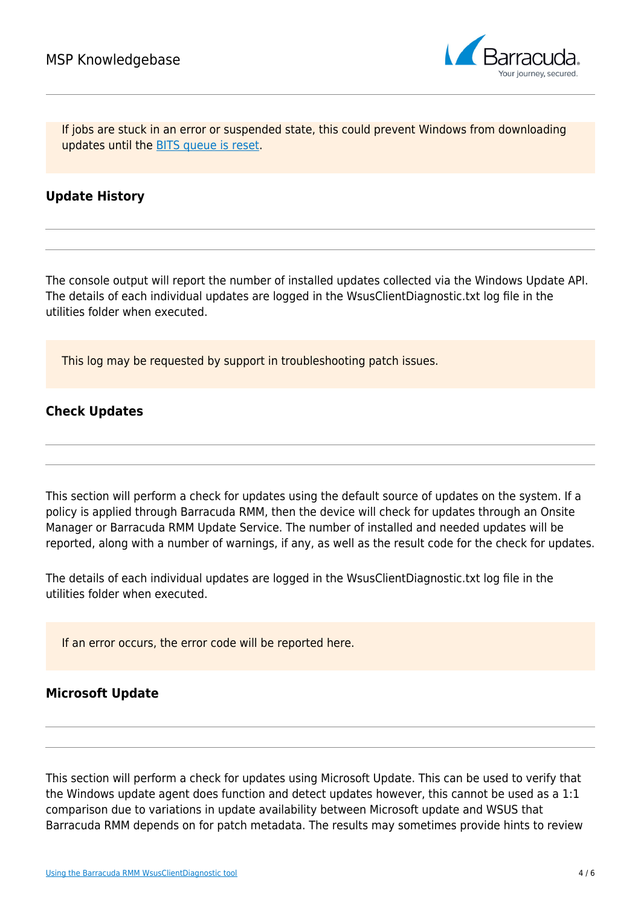If jobs are stuck in an error or suspended state, this could prevent Windows from downloading updates until the [BITS queue is reset](#).

### Update History

---

---

The console output will report the number of installed updates collected via the Windows Update API. The details of each individual updates are logged in the WsusClientDiagnostic.txt log file in the utilities folder when executed.

This log may be requested by support in troubleshooting patch issues.

### Check Updates

---

---

This section will perform a check for updates using the default source of updates on the system. If a policy is applied through Barracuda RMM, then the device will check for updates through an Onsite Manager or Barracuda RMM Update Service. The number of installed and needed updates will be reported, along with a number of warnings, if any, as well as the result code for the check for updates.

The details of each individual updates are logged in the WsusClientDiagnostic.txt log file in the utilities folder when executed.

If an error occurs, the error code will be reported here.

### Microsoft Update

---

---

This section will perform a check for updates using Microsoft Update. This can be used to verify that the Windows update agent does function and detect updates however, this cannot be used as a 1:1 comparison due to variations in update availability between Microsoft update and WSUS that Barracuda RMM depends on for patch metadata. The results may sometimes provide hints to review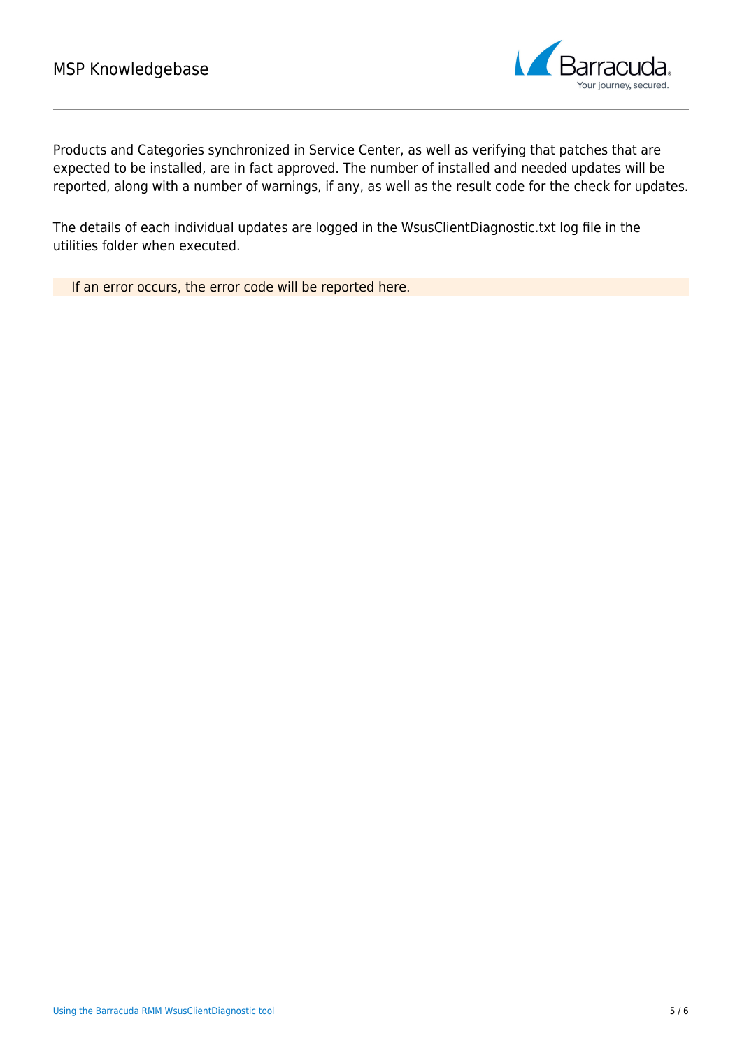Products and Categories synchronized in Service Center, as well as verifying that patches that are expected to be installed, are in fact approved. The number of installed and needed updates will be reported, along with a number of warnings, if any, as well as the result code for the check for updates.

The details of each individual updates are logged in the WsusClientDiagnostic.txt log file in the utilities folder when executed.

> If an error occurs, the error code will be reported here.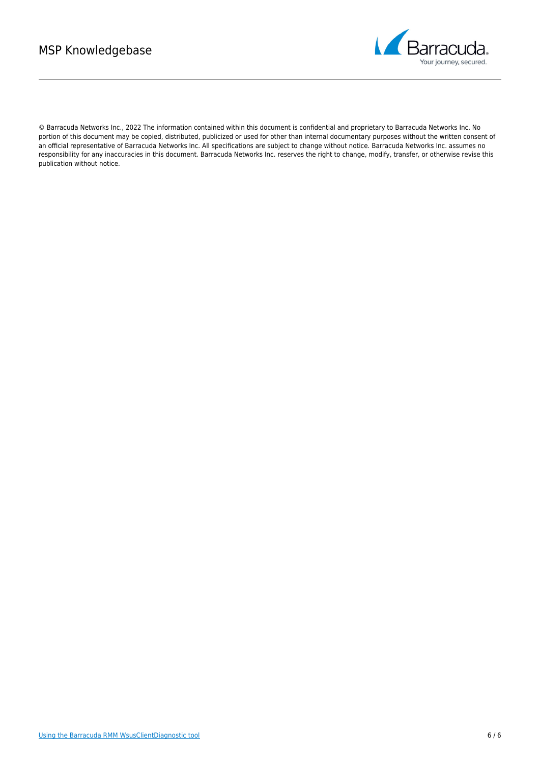© Barracuda Networks Inc., 2022 The information contained within this document is confidential and proprietary to Barracuda Networks Inc. No portion of this document may be copied, distributed, publicized or used for other than internal documentary purposes without the written consent of an official representative of Barracuda Networks Inc. All specifications are subject to change without notice. Barracuda Networks Inc. assumes no responsibility for any inaccuracies in this document. Barracuda Networks Inc. reserves the right to change, modify, transfer, or otherwise revise this publication without notice.